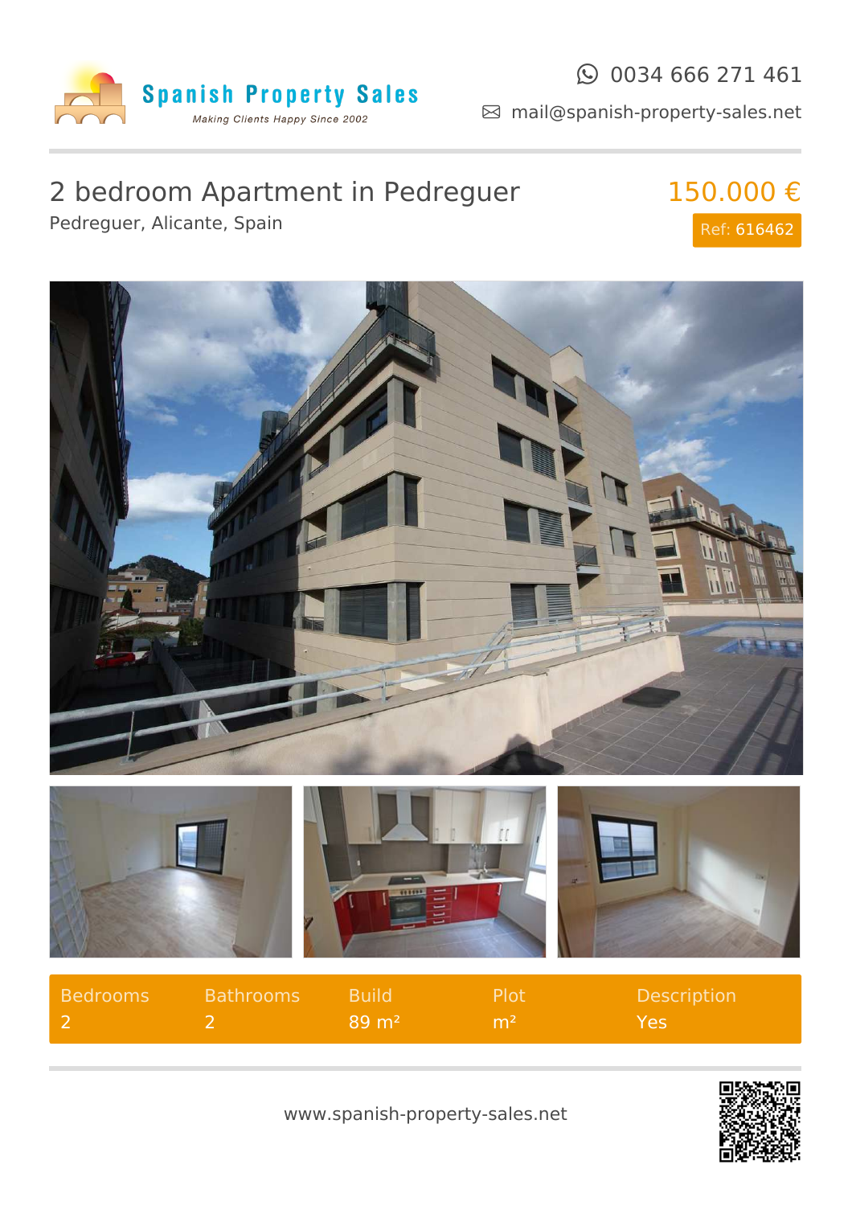Spanish Property Sales

*Making Clients Happy Since 2002*

0034 666 271 461

mail@spanish-property-sales.net

# 2 bedroom Apartment in Pedreguer

Pedreguer, Alicante, Spain

**150.000 €**

Ref: 616462

| Bedrooms | Bathrooms | Build | Plot | Description |
| --- | --- | --- | --- | --- |
| 2 | 2 | 89 m² | m² | Yes |

www.spanish-property-sales.net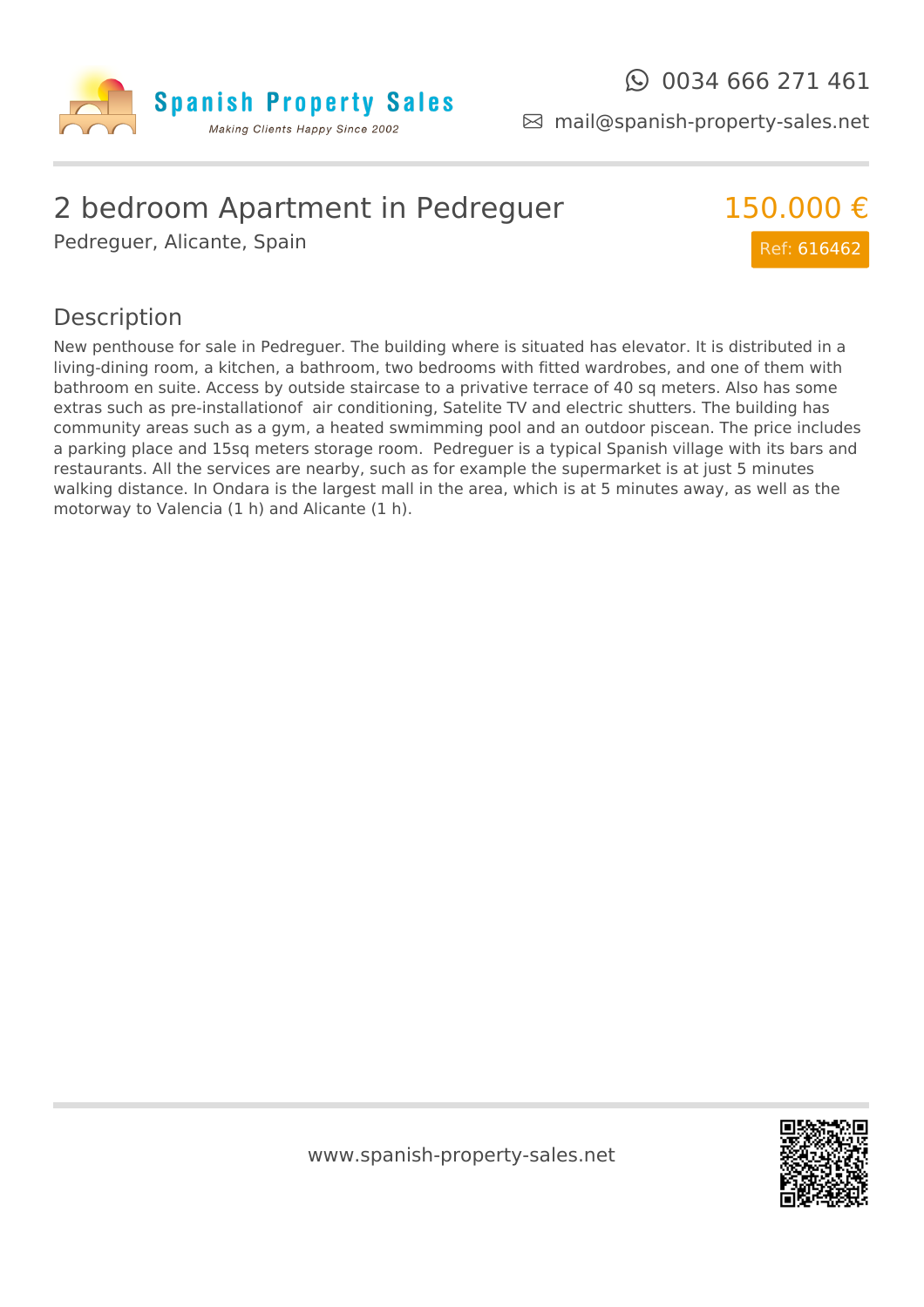Spanish Property Sales

*Making Clients Happy Since 2002*

0034 666 271 461

mail@spanish-property-sales.net

# 2 bedroom Apartment in Pedreguer

Pedreguer, Alicante, Spain

150.000 €

Ref: 616462

## Description

New penthouse for sale in Pedreguer. The building where is situated has elevator. It is distributed in a living-dining room, a kitchen, a bathroom, two bedrooms with fitted wardrobes, and one of them with bathroom en suite. Access by outside staircase to a privative terrace of 40 sq meters. Also has some extras such as pre-installationof air conditioning, Satelite TV and electric shutters. The building has community areas such as a gym, a heated swmimming pool and an outdoor piscean. The price includes a parking place and 15sq meters storage room. Pedreguer is a typical Spanish village with its bars and restaurants. All the services are nearby, such as for example the supermarket is at just 5 minutes walking distance. In Ondara is the largest mall in the area, which is at 5 minutes away, as well as the motorway to Valencia (1 h) and Alicante (1 h).

www.spanish-property-sales.net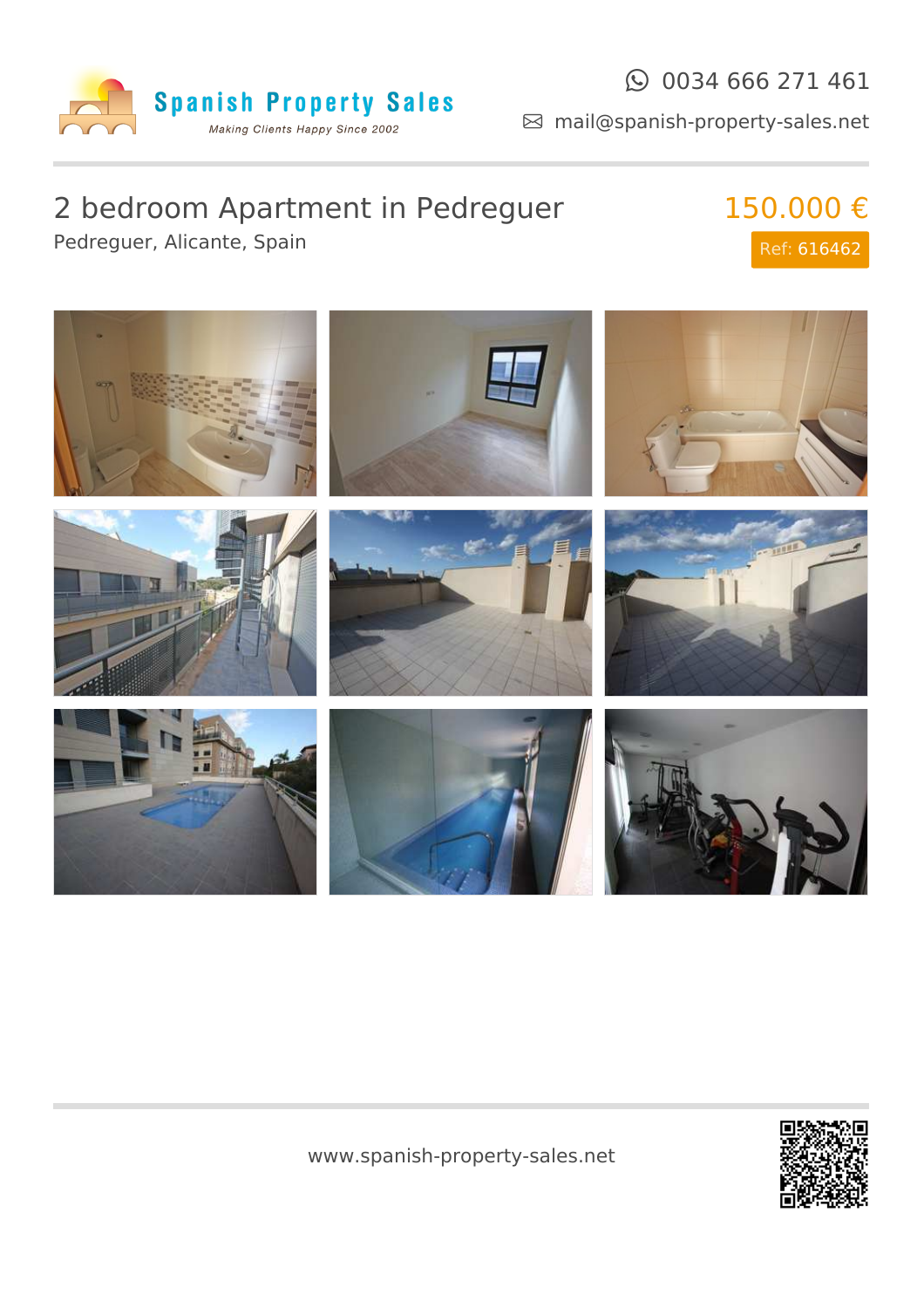Spanish Property Sales

*Making Clients Happy Since 2002*

0034 666 271 461

mail@spanish-property-sales.net

# 2 bedroom Apartment in Pedreguer

Pedreguer, Alicante, Spain

150.000 €

Ref: 616462

www.spanish-property-sales.net